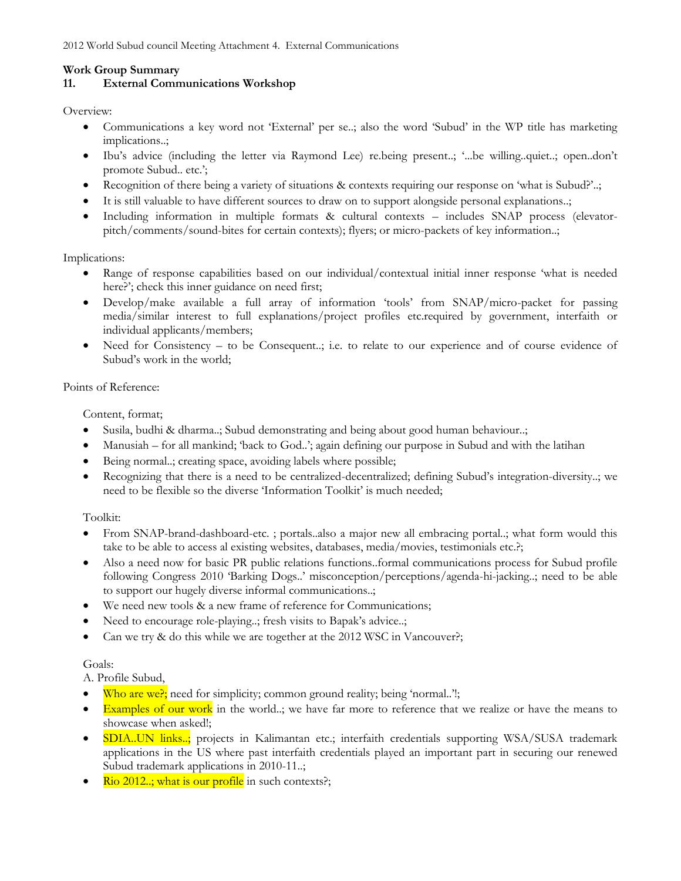**Work Group Summary**

**11. External Communications Workshop**

Overview:

- Communications a key word not 'External' per se..; also the word 'Subud' in the WP title has marketing implications..;
- Ibu's advice (including the letter via Raymond Lee) re.being present..; '...be willing..quiet..; open..don't promote Subud.. etc.';
- Recognition of there being a variety of situations & contexts requiring our response on 'what is Subud?'..;
- It is still valuable to have different sources to draw on to support alongside personal explanations..;
- Including information in multiple formats & cultural contexts – includes SNAP process (elevator-pitch/comments/sound-bites for certain contexts); flyers; or micro-packets of key information..;

Implications:

- Range of response capabilities based on our individual/contextual initial inner response 'what is needed here?'; check this inner guidance on need first;
- Develop/make available a full array of information 'tools' from SNAP/micro-packet for passing media/similar interest to full explanations/project profiles etc.required by government, interfaith or individual applicants/members;
- Need for Consistency – to be Consequent..; i.e. to relate to our experience and of course evidence of Subud's work in the world;

Points of Reference:

Content, format;

- Susila, budhi & dharma..; Subud demonstrating and being about good human behaviour..;
- Manusiah – for all mankind; 'back to God..'; again defining our purpose in Subud and with the latihan
- Being normal..; creating space, avoiding labels where possible;
- Recognizing that there is a need to be centralized-decentralized; defining Subud's integration-diversity..; we need to be flexible so the diverse 'Information Toolkit' is much needed;

Toolkit:

- From SNAP-brand-dashboard-etc. ; portals..also a major new all embracing portal..; what form would this take to be able to access al existing websites, databases, media/movies, testimonials etc.?;
- Also a need now for basic PR public relations functions..formal communications process for Subud profile following Congress 2010 'Barking Dogs..' misconception/perceptions/agenda-hi-jacking..; need to be able to support our hugely diverse informal communications..;
- We need new tools & a new frame of reference for Communications;
- Need to encourage role-playing..; fresh visits to Bapak's advice..;
- Can we try & do this while we are together at the 2012 WSC in Vancouver?;

Goals:

A. Profile Subud,

- Who are we?; need for simplicity; common ground reality; being 'normal..'!;
- Examples of our work in the world..; we have far more to reference that we realize or have the means to showcase when asked!;
- SDIA..UN links..; projects in Kalimantan etc.; interfaith credentials supporting WSA/SUSA trademark applications in the US where past interfaith credentials played an important part in securing our renewed Subud trademark applications in 2010-11..;
- Rio 2012..; what is our profile in such contexts?;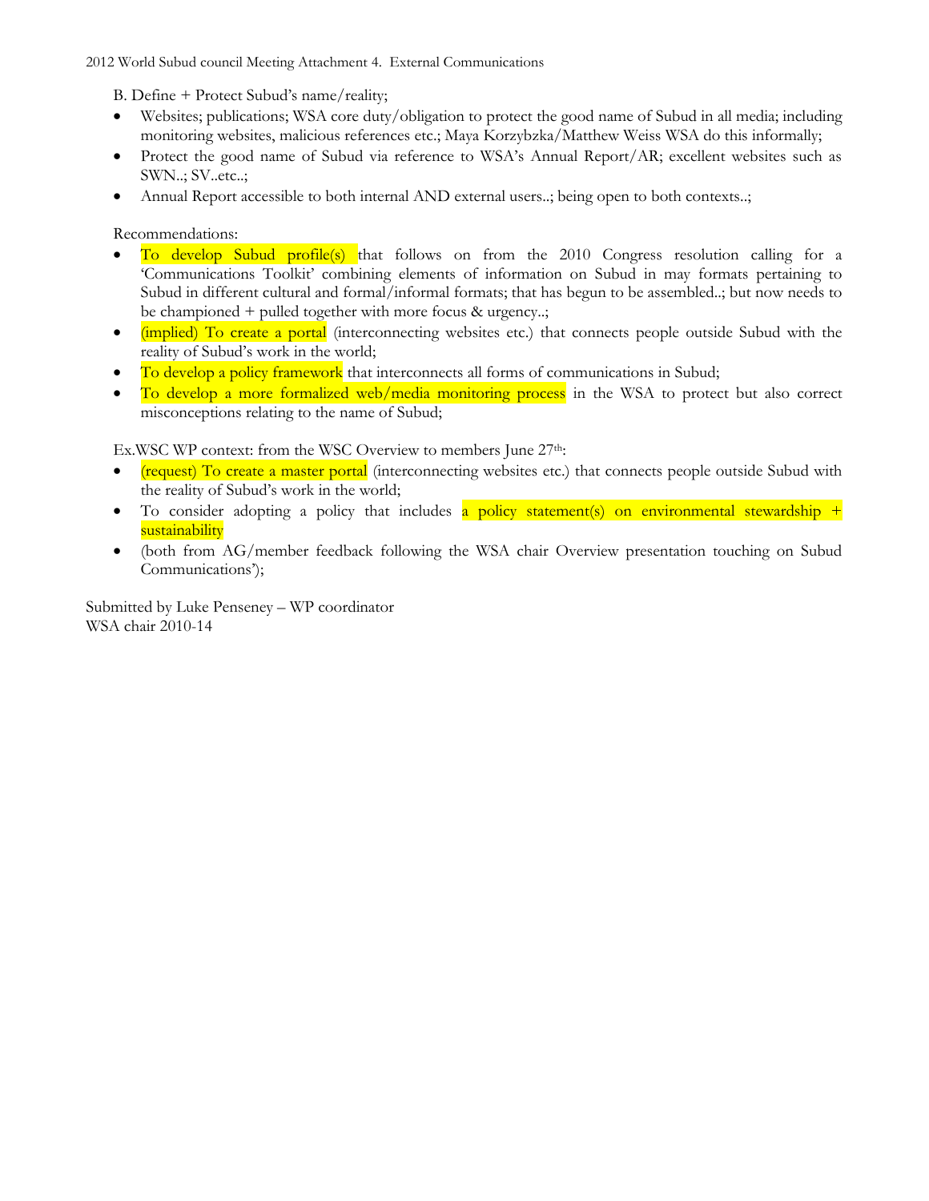B. Define + Protect Subud's name/reality;

- Websites; publications; WSA core duty/obligation to protect the good name of Subud in all media; including monitoring websites, malicious references etc.; Maya Korzybzka/Matthew Weiss WSA do this informally;
- Protect the good name of Subud via reference to WSA's Annual Report/AR; excellent websites such as SWN..; SV..etc..;
- Annual Report accessible to both internal AND external users..; being open to both contexts..;

Recommendations:

- To develop Subud profile(s) that follows on from the 2010 Congress resolution calling for a 'Communications Toolkit' combining elements of information on Subud in may formats pertaining to Subud in different cultural and formal/informal formats; that has begun to be assembled..; but now needs to be championed + pulled together with more focus & urgency..;
- (implied) To create a portal (interconnecting websites etc.) that connects people outside Subud with the reality of Subud's work in the world;
- To develop a policy framework that interconnects all forms of communications in Subud;
- To develop a more formalized web/media monitoring process in the WSA to protect but also correct misconceptions relating to the name of Subud;

Ex.WSC WP context: from the WSC Overview to members June 27th:

- (request) To create a master portal (interconnecting websites etc.) that connects people outside Subud with the reality of Subud's work in the world;
- To consider adopting a policy that includes a policy statement(s) on environmental stewardship + sustainability
- (both from AG/member feedback following the WSA chair Overview presentation touching on Subud Communications');

Submitted by Luke Penseney – WP coordinator
WSA chair 2010-14